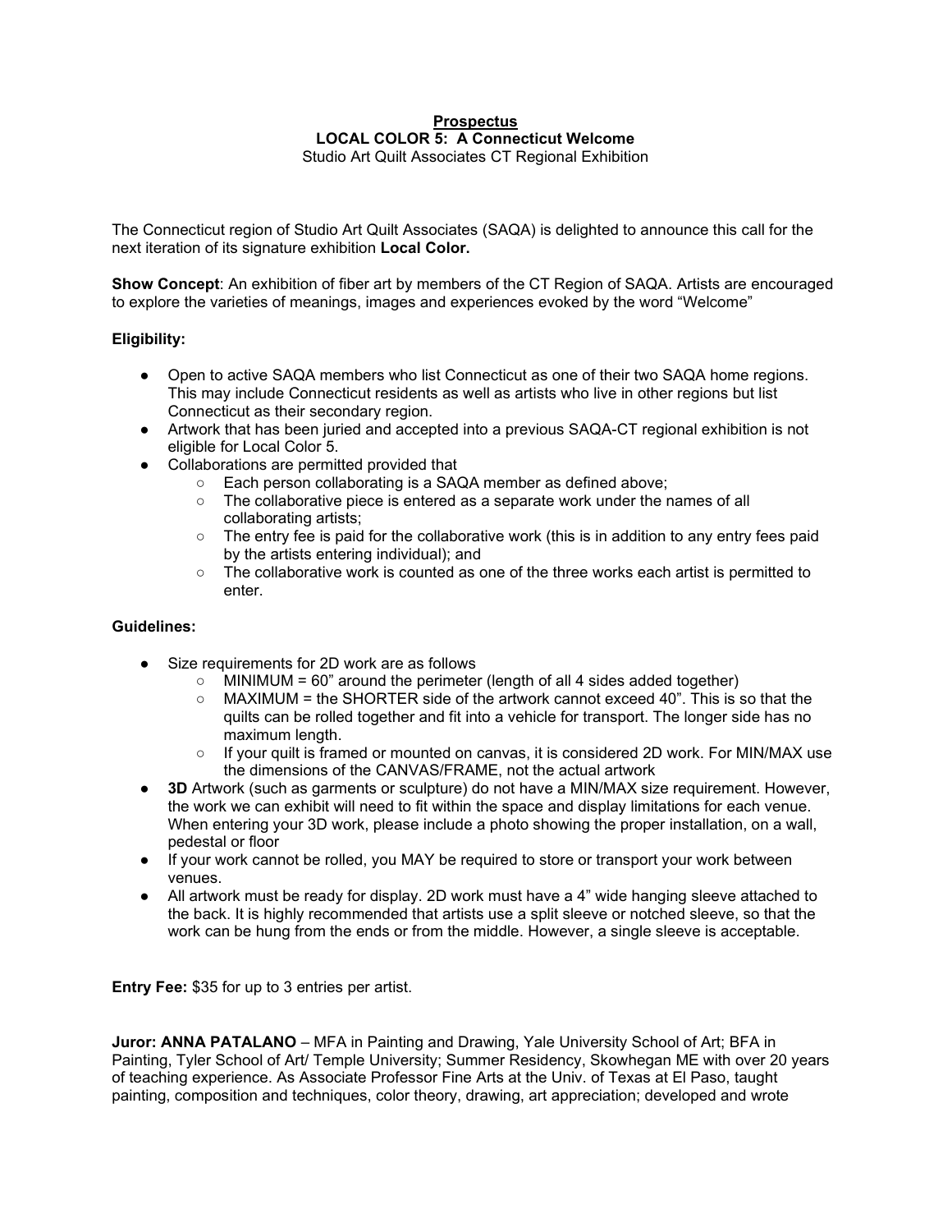**Prospectus**
**LOCAL COLOR 5: A Connecticut Welcome**
Studio Art Quilt Associates CT Regional Exhibition

The Connecticut region of Studio Art Quilt Associates (SAQA) is delighted to announce this call for the next iteration of its signature exhibition **Local Color.**

**Show Concept**: An exhibition of fiber art by members of the CT Region of SAQA. Artists are encouraged to explore the varieties of meanings, images and experiences evoked by the word "Welcome"

**Eligibility:**

- Open to active SAQA members who list Connecticut as one of their two SAQA home regions. This may include Connecticut residents as well as artists who live in other regions but list Connecticut as their secondary region.
- Artwork that has been juried and accepted into a previous SAQA-CT regional exhibition is not eligible for Local Color 5.
- Collaborations are permitted provided that
  - Each person collaborating is a SAQA member as defined above;
  - The collaborative piece is entered as a separate work under the names of all collaborating artists;
  - The entry fee is paid for the collaborative work (this is in addition to any entry fees paid by the artists entering individual); and
  - The collaborative work is counted as one of the three works each artist is permitted to enter.

**Guidelines:**

- Size requirements for 2D work are as follows
  - MINIMUM = 60" around the perimeter (length of all 4 sides added together)
  - MAXIMUM = the SHORTER side of the artwork cannot exceed 40". This is so that the quilts can be rolled together and fit into a vehicle for transport. The longer side has no maximum length.
  - If your quilt is framed or mounted on canvas, it is considered 2D work. For MIN/MAX use the dimensions of the CANVAS/FRAME, not the actual artwork
- **3D** Artwork (such as garments or sculpture) do not have a MIN/MAX size requirement. However, the work we can exhibit will need to fit within the space and display limitations for each venue. When entering your 3D work, please include a photo showing the proper installation, on a wall, pedestal or floor
- If your work cannot be rolled, you MAY be required to store or transport your work between venues.
- All artwork must be ready for display. 2D work must have a 4" wide hanging sleeve attached to the back. It is highly recommended that artists use a split sleeve or notched sleeve, so that the work can be hung from the ends or from the middle. However, a single sleeve is acceptable.

**Entry Fee:** $35 for up to 3 entries per artist.

**Juror: ANNA PATALANO** – MFA in Painting and Drawing, Yale University School of Art; BFA in Painting, Tyler School of Art/ Temple University; Summer Residency, Skowhegan ME with over 20 years of teaching experience. As Associate Professor Fine Arts at the Univ. of Texas at El Paso, taught painting, composition and techniques, color theory, drawing, art appreciation; developed and wrote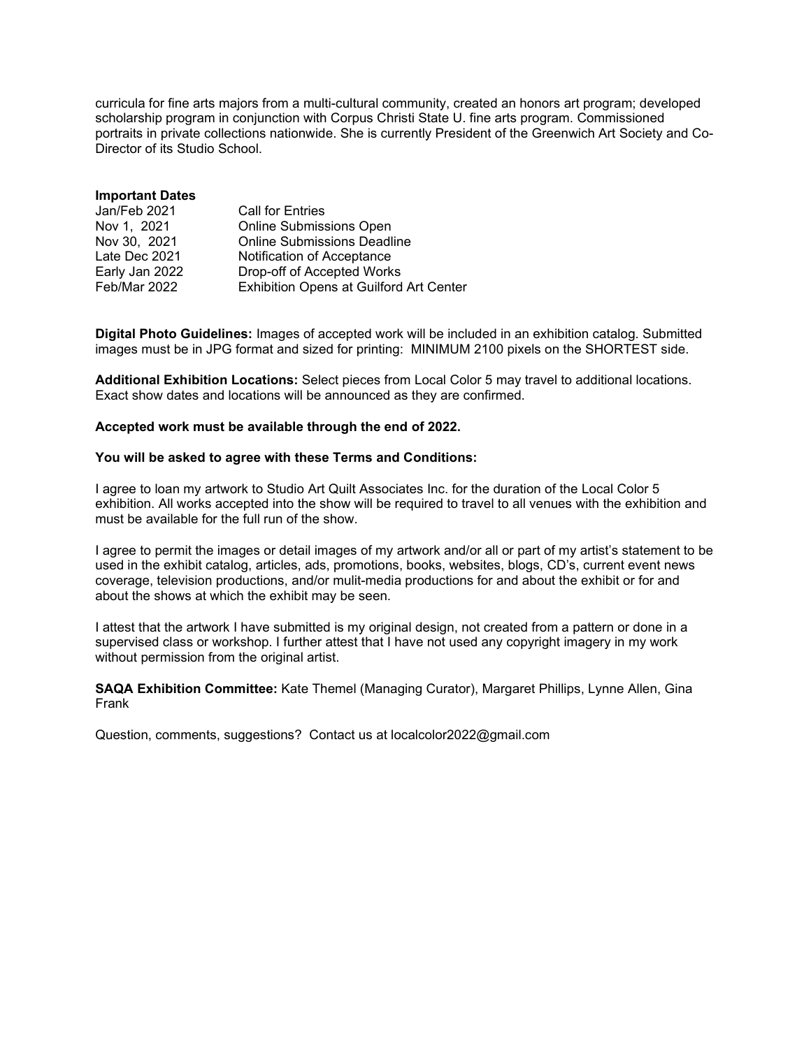curricula for fine arts majors from a multi-cultural community, created an honors art program; developed scholarship program in conjunction with Corpus Christi State U. fine arts program. Commissioned portraits in private collections nationwide. She is currently President of the Greenwich Art Society and Co-Director of its Studio School.

**Important Dates**

| | |
|---|---|
| Jan/Feb 2021 | Call for Entries |
| Nov 1, 2021 | Online Submissions Open |
| Nov 30, 2021 | Online Submissions Deadline |
| Late Dec 2021 | Notification of Acceptance |
| Early Jan 2022 | Drop-off of Accepted Works |
| Feb/Mar 2022 | Exhibition Opens at Guilford Art Center |

**Digital Photo Guidelines:** Images of accepted work will be included in an exhibition catalog. Submitted images must be in JPG format and sized for printing: MINIMUM 2100 pixels on the SHORTEST side.

**Additional Exhibition Locations:** Select pieces from Local Color 5 may travel to additional locations. Exact show dates and locations will be announced as they are confirmed.

**Accepted work must be available through the end of 2022.**

**You will be asked to agree with these Terms and Conditions:**

I agree to loan my artwork to Studio Art Quilt Associates Inc. for the duration of the Local Color 5 exhibition. All works accepted into the show will be required to travel to all venues with the exhibition and must be available for the full run of the show.

I agree to permit the images or detail images of my artwork and/or all or part of my artist's statement to be used in the exhibit catalog, articles, ads, promotions, books, websites, blogs, CD's, current event news coverage, television productions, and/or mulit-media productions for and about the exhibit or for and about the shows at which the exhibit may be seen.

I attest that the artwork I have submitted is my original design, not created from a pattern or done in a supervised class or workshop. I further attest that I have not used any copyright imagery in my work without permission from the original artist.

**SAQA Exhibition Committee:** Kate Themel (Managing Curator), Margaret Phillips, Lynne Allen, Gina Frank

Question, comments, suggestions? Contact us at localcolor2022@gmail.com